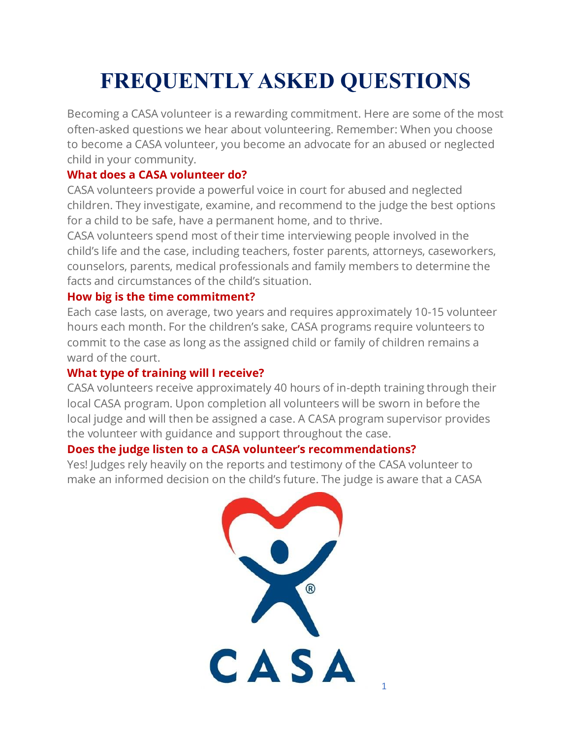# FREQUENTLY ASKED QUESTIONS

Becoming a CASA volunteer is a rewarding commitment. Here are some of the most often-asked questions we hear about volunteering. Remember: When you choose to become a CASA volunteer, you become an advocate for an abused or neglected child in your community.

### What does a CASA volunteer do?

CASA volunteers provide a powerful voice in court for abused and neglected children. They investigate, examine, and recommend to the judge the best options for a child to be safe, have a permanent home, and to thrive.

CASA volunteers spend most of their time interviewing people involved in the child's life and the case, including teachers, foster parents, attorneys, caseworkers, counselors, parents, medical professionals and family members to determine the facts and circumstances of the child's situation.

### How big is the time commitment?

Each case lasts, on average, two years and requires approximately 10-15 volunteer hours each month. For the children's sake, CASA programs require volunteers to commit to the case as long as the assigned child or family of children remains a ward of the court.

### What type of training will I receive?

CASA volunteers receive approximately 40 hours of in-depth training through their local CASA program. Upon completion all volunteers will be sworn in before the local judge and will then be assigned a case. A CASA program supervisor provides the volunteer with guidance and support throughout the case.

### Does the judge listen to a CASA volunteer's recommendations?

Yes! Judges rely heavily on the reports and testimony of the CASA volunteer to make an informed decision on the child's future. The judge is aware that a CASA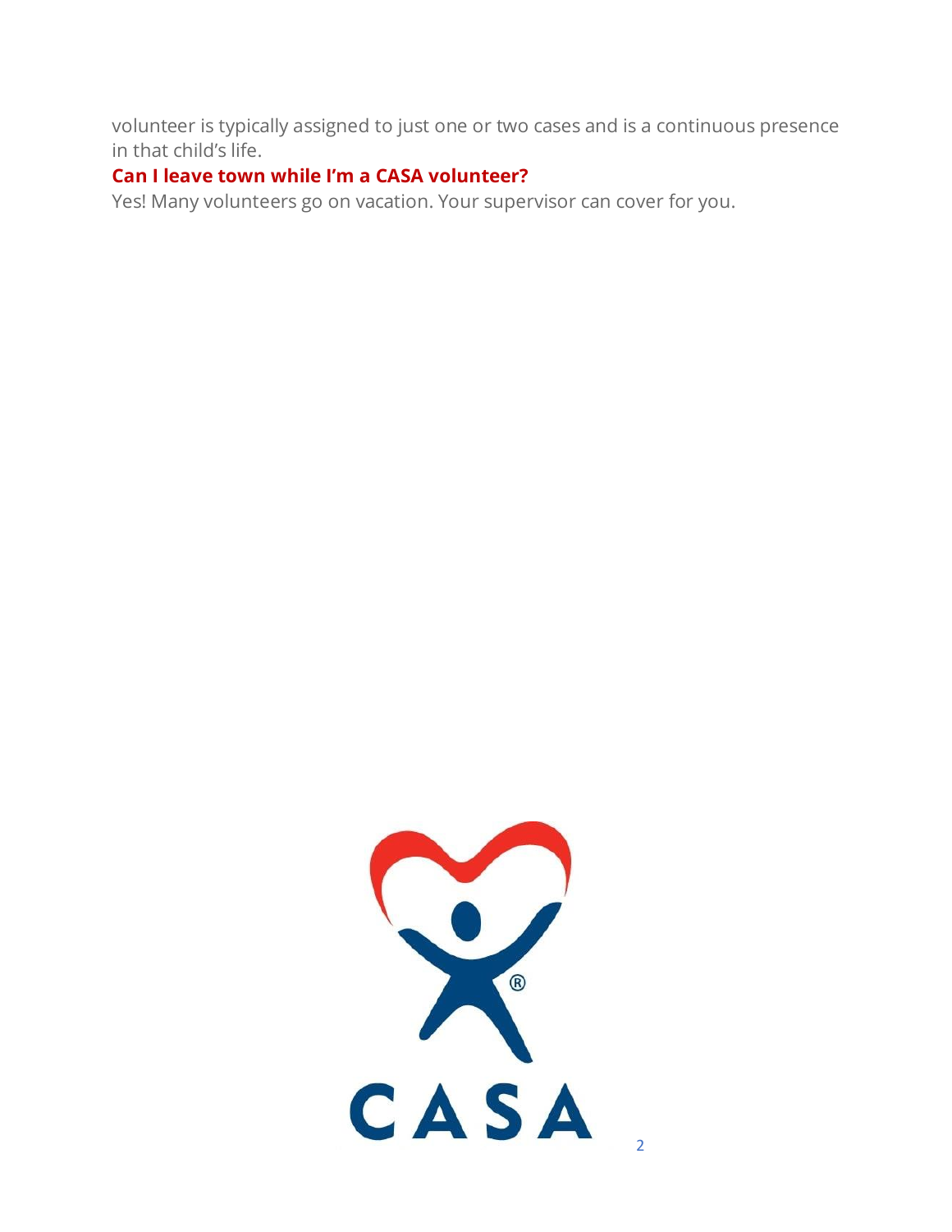volunteer is typically assigned to just one or two cases and is a continuous presence in that child's life.

### Can I leave town while I'm a CASA volunteer?

Yes! Many volunteers go on vacation. Your supervisor can cover for you.

CASA